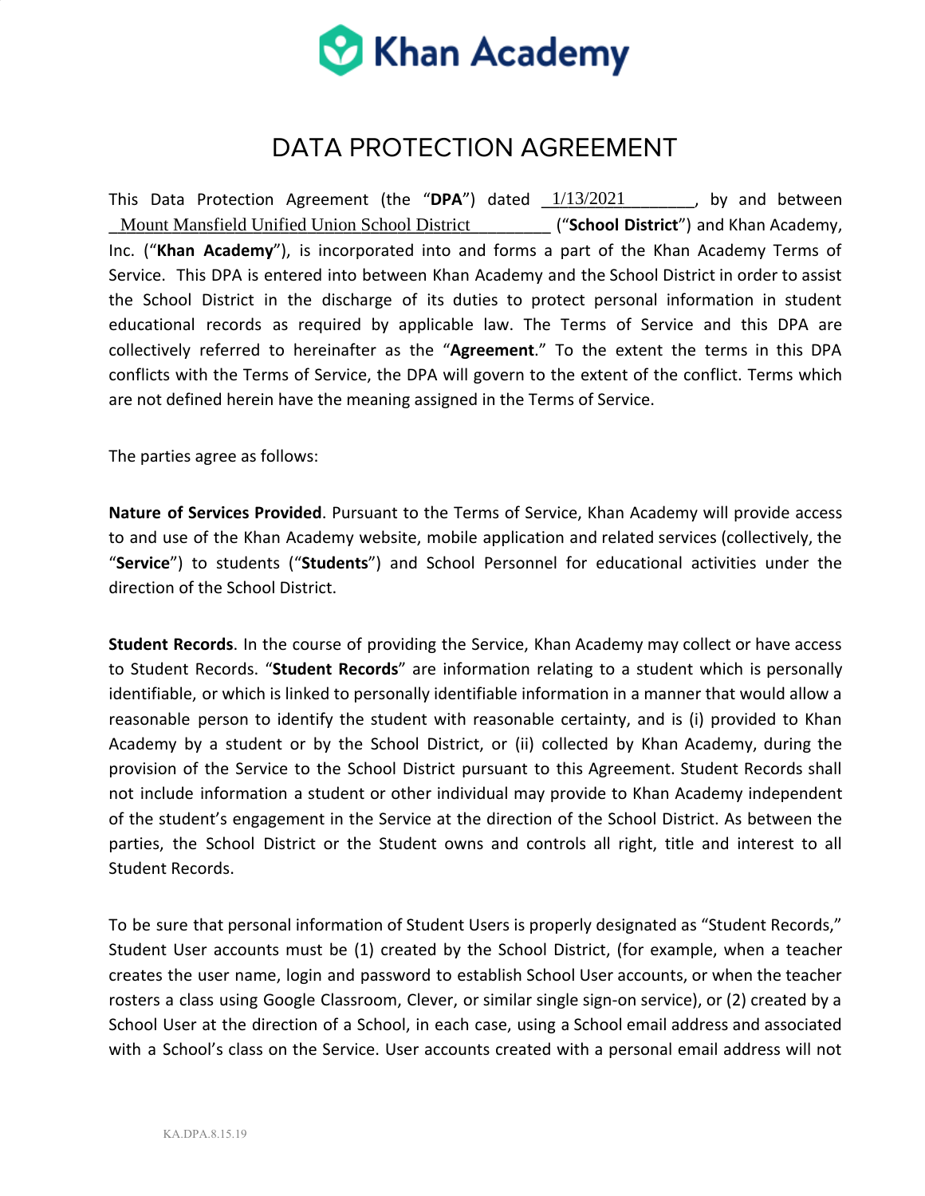Khan Academy

# DATA PROTECTION AGREEMENT

This Data Protection Agreement (the "**DPA**") dated 1/13/2021, by and between Mount Mansfield Unified Union School District ("**School District**") and Khan Academy, Inc. ("**Khan Academy**"), is incorporated into and forms a part of the Khan Academy Terms of Service. This DPA is entered into between Khan Academy and the School District in order to assist the School District in the discharge of its duties to protect personal information in student educational records as required by applicable law. The Terms of Service and this DPA are collectively referred to as hereinafter as the "**Agreement**." To the extent the terms in this DPA conflicts with the Terms of Service, the DPA will govern to the extent of the conflict. Terms which are not defined herein have the meaning assigned in the Terms of Service.

The parties agree as follows:

**Nature of Services Provided**. Pursuant to the Terms of Service, Khan Academy will provide access to and use of the Khan Academy website, mobile application and related services (collectively, the "**Service**") to students ("**Students**") and School Personnel for educational activities under the direction of the School District.

**Student Records**. In the course of providing the Service, Khan Academy may collect or have access to Student Records. "**Student Records**" are information relating to a student which is personally identifiable, or which is linked to personally identifiable information in a manner that would allow a reasonable person to identify the student with reasonable certainty, and is (i) provided to Khan Academy by a student or by the School District, or (ii) collected by Khan Academy, during the provision of the Service to the School District pursuant to this Agreement. Student Records shall not include information a student or other individual may provide to Khan Academy independent of the student's engagement in the Service at the direction of the School District. As between the parties, the School District or the Student owns and controls all right, title and interest to all Student Records.

To be sure that personal information of Student Users is properly designated as "Student Records," Student User accounts must be (1) created by the School District, (for example, when a teacher creates the user name, login and password to establish School User accounts, or when the teacher rosters a class using Google Classroom, Clever, or similar single sign-on service), or (2) created by a School User at the direction of a School, in each case, using a School email address and associated with a School's class on the Service. User accounts created with a personal email address will not

KA.DPA.8.15.19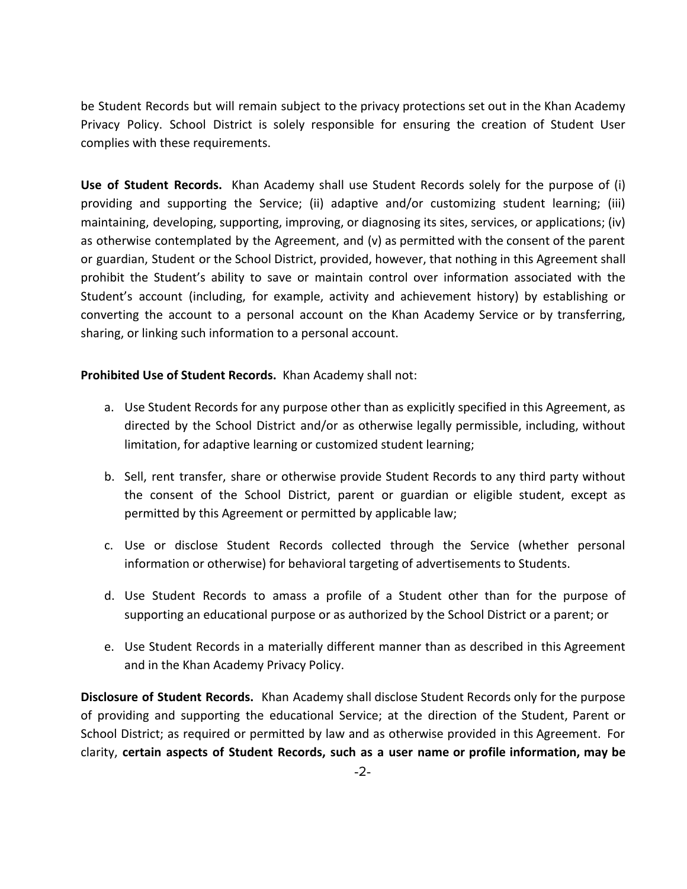be Student Records but will remain subject to the privacy protections set out in the Khan Academy Privacy Policy. School District is solely responsible for ensuring the creation of Student User complies with these requirements.

**Use of Student Records.** Khan Academy shall use Student Records solely for the purpose of (i) providing and supporting the Service; (ii) adaptive and/or customizing student learning; (iii) maintaining, developing, supporting, improving, or diagnosing its sites, services, or applications; (iv) as otherwise contemplated by the Agreement, and (v) as permitted with the consent of the parent or guardian, Student or the School District, provided, however, that nothing in this Agreement shall prohibit the Student's ability to save or maintain control over information associated with the Student's account (including, for example, activity and achievement history) by establishing or converting the account to a personal account on the Khan Academy Service or by transferring, sharing, or linking such information to a personal account.

**Prohibited Use of Student Records.** Khan Academy shall not:

a. Use Student Records for any purpose other than as explicitly specified in this Agreement, as directed by the School District and/or as otherwise legally permissible, including, without limitation, for adaptive learning or customized student learning;

b. Sell, rent transfer, share or otherwise provide Student Records to any third party without the consent of the School District, parent or guardian or eligible student, except as permitted by this Agreement or permitted by applicable law;

c. Use or disclose Student Records collected through the Service (whether personal information or otherwise) for behavioral targeting of advertisements to Students.

d. Use Student Records to amass a profile of a Student other than for the purpose of supporting an educational purpose or as authorized by the School District or a parent; or

e. Use Student Records in a materially different manner than as described in this Agreement and in the Khan Academy Privacy Policy.

**Disclosure of Student Records.** Khan Academy shall disclose Student Records only for the purpose of providing and supporting the educational Service; at the direction of the Student, Parent or School District; as required or permitted by law and as otherwise provided in this Agreement. For clarity, **certain aspects of Student Records, such as a user name or profile information, may be**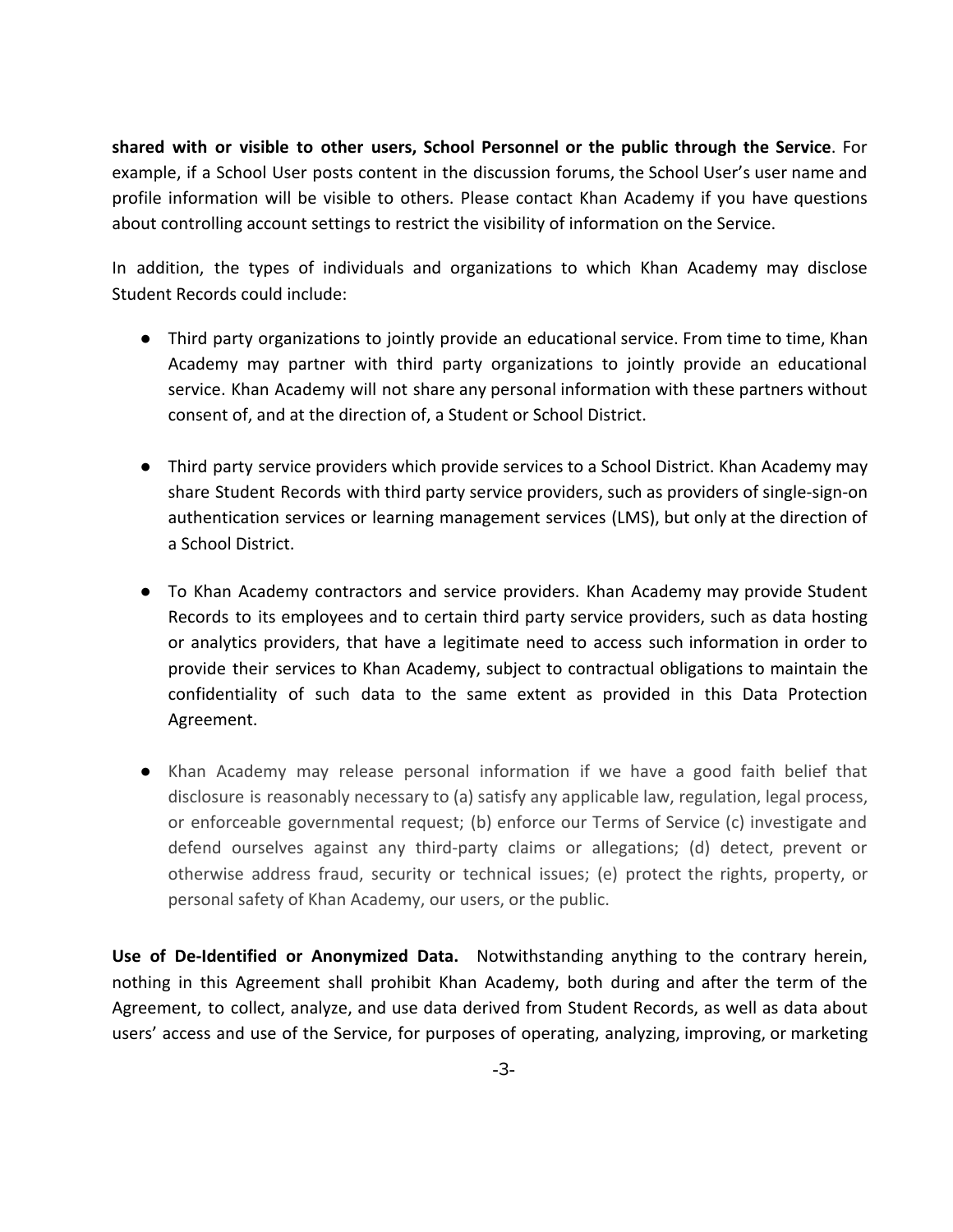**shared with or visible to other users, School Personnel or the public through the Service**. For example, if a School User posts content in the discussion forums, the School User's user name and profile information will be visible to others. Please contact Khan Academy if you have questions about controlling account settings to restrict the visibility of information on the Service.

In addition, the types of individuals and organizations to which Khan Academy may disclose Student Records could include:

- Third party organizations to jointly provide an educational service. From time to time, Khan Academy may partner with third party organizations to jointly provide an educational service. Khan Academy will not share any personal information with these partners without consent of, and at the direction of, a Student or School District.

- Third party service providers which provide services to a School District. Khan Academy may share Student Records with third party service providers, such as providers of single-sign-on authentication services or learning management services (LMS), but only at the direction of a School District.

- To Khan Academy contractors and service providers. Khan Academy may provide Student Records to its employees and to certain third party service providers, such as data hosting or analytics providers, that have a legitimate need to access such information in order to provide their services to Khan Academy, subject to contractual obligations to maintain the confidentiality of such data to the same extent as provided in this Data Protection Agreement.

- Khan Academy may release personal information if we have a good faith belief that disclosure is reasonably necessary to (a) satisfy any applicable law, regulation, legal process, or enforceable governmental request; (b) enforce our Terms of Service (c) investigate and defend ourselves against any third-party claims or allegations; (d) detect, prevent or otherwise address fraud, security or technical issues; (e) protect the rights, property, or personal safety of Khan Academy, our users, or the public.

**Use of De-Identified or Anonymized Data.** Notwithstanding anything to the contrary herein, nothing in this Agreement shall prohibit Khan Academy, both during and after the term of the Agreement, to collect, analyze, and use data derived from Student Records, as well as data about users' access and use of the Service, for purposes of operating, analyzing, improving, or marketing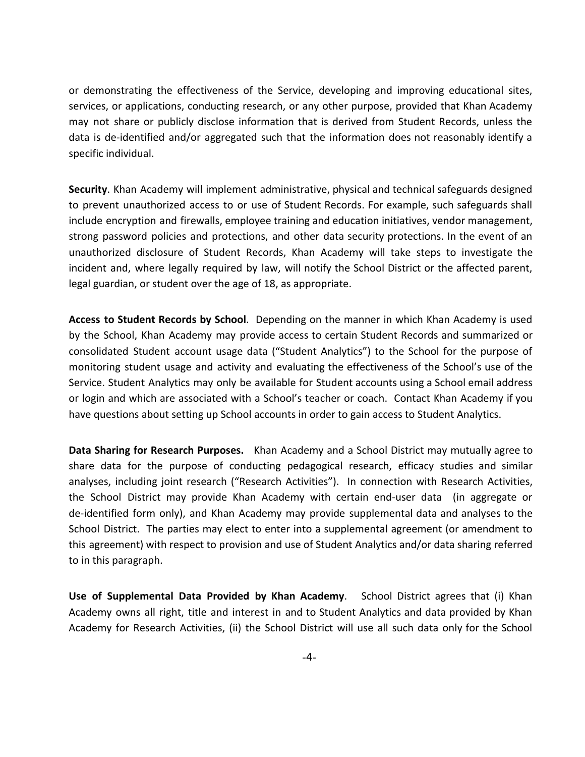or demonstrating the effectiveness of the Service, developing and improving educational sites, services, or applications, conducting research, or any other purpose, provided that Khan Academy may not share or publicly disclose information that is derived from Student Records, unless the data is de-identified and/or aggregated such that the information does not reasonably identify a specific individual.

**Security**. Khan Academy will implement administrative, physical and technical safeguards designed to prevent unauthorized access to or use of Student Records. For example, such safeguards shall include encryption and firewalls, employee training and education initiatives, vendor management, strong password policies and protections, and other data security protections. In the event of an unauthorized disclosure of Student Records, Khan Academy will take steps to investigate the incident and, where legally required by law, will notify the School District or the affected parent, legal guardian, or student over the age of 18, as appropriate.

**Access to Student Records by School**. Depending on the manner in which Khan Academy is used by the School, Khan Academy may provide access to certain Student Records and summarized or consolidated Student account usage data ("Student Analytics") to the School for the purpose of monitoring student usage and activity and evaluating the effectiveness of the School's use of the Service. Student Analytics may only be available for Student accounts using a School email address or login and which are associated with a School's teacher or coach. Contact Khan Academy if you have questions about setting up School accounts in order to gain access to Student Analytics.

**Data Sharing for Research Purposes.** Khan Academy and a School District may mutually agree to share data for the purpose of conducting pedagogical research, efficacy studies and similar analyses, including joint research ("Research Activities"). In connection with Research Activities, the School District may provide Khan Academy with certain end-user data (in aggregate or de-identified form only), and Khan Academy may provide supplemental data and analyses to the School District. The parties may elect to enter into a supplemental agreement (or amendment to this agreement) with respect to provision and use of Student Analytics and/or data sharing referred to in this paragraph.

**Use of Supplemental Data Provided by Khan Academy**. School District agrees that (i) Khan Academy owns all right, title and interest in and to Student Analytics and data provided by Khan Academy for Research Activities, (ii) the School District will use all such data only for the School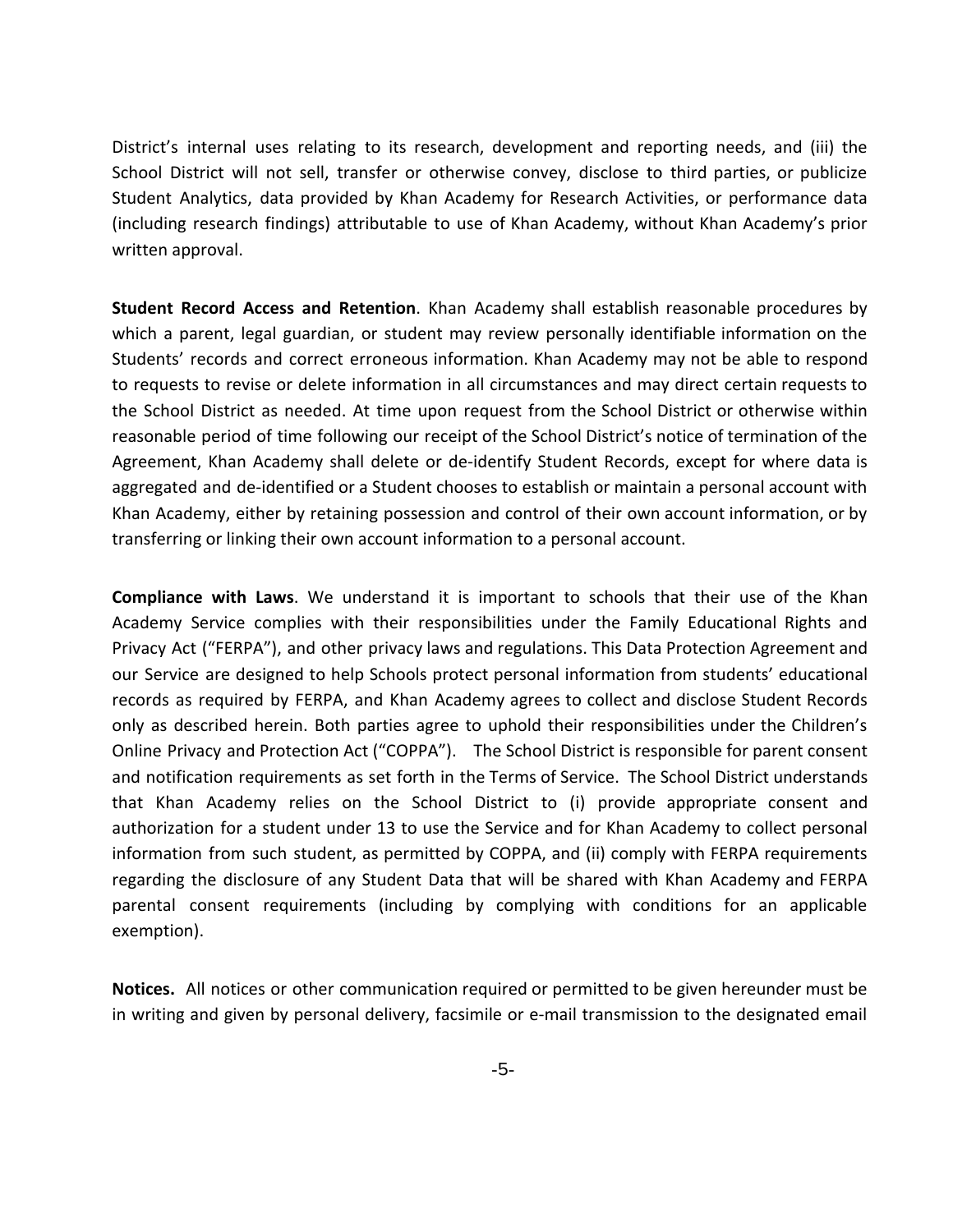District's internal uses relating to its research, development and reporting needs, and (iii) the School District will not sell, transfer or otherwise convey, disclose to third parties, or publicize Student Analytics, data provided by Khan Academy for Research Activities, or performance data (including research findings) attributable to use of Khan Academy, without Khan Academy's prior written approval.

**Student Record Access and Retention**. Khan Academy shall establish reasonable procedures by which a parent, legal guardian, or student may review personally identifiable information on the Students' records and correct erroneous information. Khan Academy may not be able to respond to requests to revise or delete information in all circumstances and may direct certain requests to the School District as needed. At time upon request from the School District or otherwise within reasonable period of time following our receipt of the School District's notice of termination of the Agreement, Khan Academy shall delete or de-identify Student Records, except for where data is aggregated and de-identified or a Student chooses to establish or maintain a personal account with Khan Academy, either by retaining possession and control of their own account information, or by transferring or linking their own account information to a personal account.

**Compliance with Laws**. We understand it is important to schools that their use of the Khan Academy Service complies with their responsibilities under the Family Educational Rights and Privacy Act ("FERPA"), and other privacy laws and regulations. This Data Protection Agreement and our Service are designed to help Schools protect personal information from students' educational records as required by FERPA, and Khan Academy agrees to collect and disclose Student Records only as described herein. Both parties agree to uphold their responsibilities under the Children's Online Privacy and Protection Act ("COPPA"). The School District is responsible for parent consent and notification requirements as set forth in the Terms of Service. The School District understands that Khan Academy relies on the School District to (i) provide appropriate consent and authorization for a student under 13 to use the Service and for Khan Academy to collect personal information from such student, as permitted by COPPA, and (ii) comply with FERPA requirements regarding the disclosure of any Student Data that will be shared with Khan Academy and FERPA parental consent requirements (including by complying with conditions for an applicable exemption).

**Notices.** All notices or other communication required or permitted to be given hereunder must be in writing and given by personal delivery, facsimile or e-mail transmission to the designated email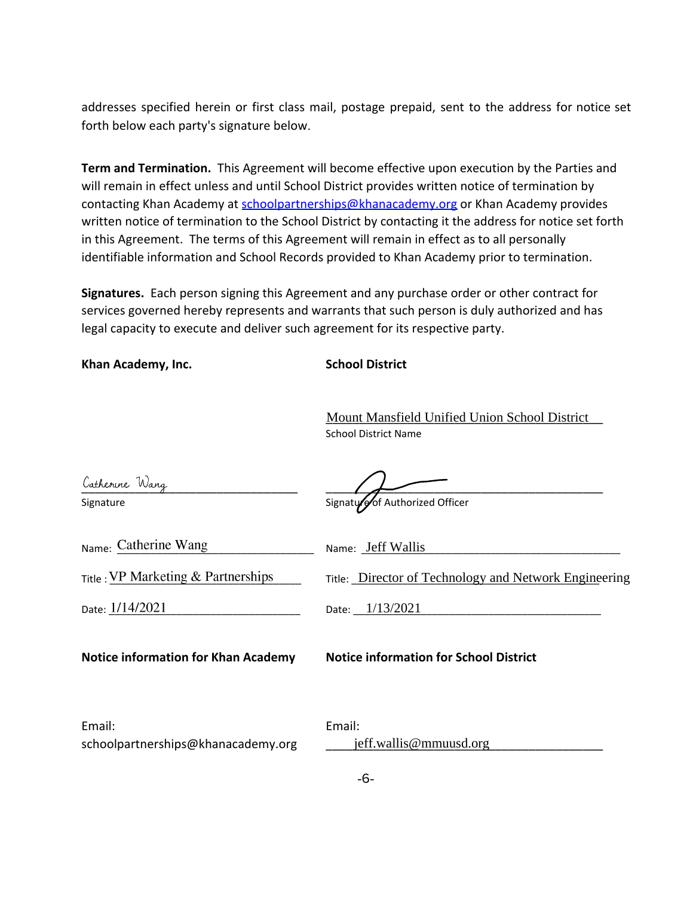addresses specified herein or first class mail, postage prepaid, sent to the address for notice set forth below each party's signature below.

**Term and Termination.** This Agreement will become effective upon execution by the Parties and will remain in effect unless and until School District provides written notice of termination by contacting Khan Academy at schoolpartnerships@khanacademy.org or Khan Academy provides written notice of termination to the School District by contacting it the address for notice set forth in this Agreement. The terms of this Agreement will remain in effect as to all personally identifiable information and School Records provided to Khan Academy prior to termination.

**Signatures.** Each person signing this Agreement and any purchase order or other contract for services governed hereby represents and warrants that such person is duly authorized and has legal capacity to execute and deliver such agreement for its respective party.

| **Khan Academy, Inc.** | **School District** |
|---|---|
| | Mount Mansfield Unified Union School District |
| | School District Name |
| Catherine Wang | [signature] |
| Signature | Signature of Authorized Officer |
| Name: Catherine Wang | Name: Jeff Wallis |
| Title: VP Marketing & Partnerships | Title: Director of Technology and Network Engineering |
| Date: 1/14/2021 | Date: 1/13/2021 |
| **Notice information for Khan Academy** | **Notice information for School District** |
| Email: schoolpartnerships@khanacademy.org | Email: jeff.wallis@mmuusd.org |